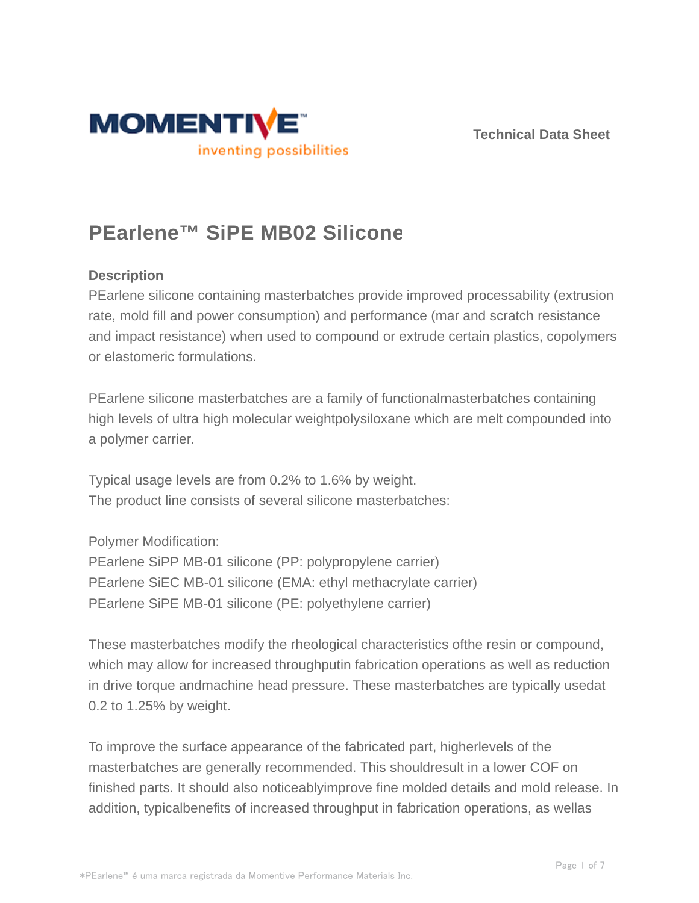MOMENTIVE™
inventing possibilities

Technical Data Sheet

# PEarlene™ SiPE MB02 Silicone

### Description

PEarlene silicone containing masterbatches provide improved processability (extrusion rate, mold fill and power consumption) and performance (mar and scratch resistance and impact resistance) when used to compound or extrude certain plastics, copolymers or elastomeric formulations.

PEarlene silicone masterbatches are a family of functionalmasterbatches containing high levels of ultra high molecular weightpolysiloxane which are melt compounded into a polymer carrier.

Typical usage levels are from 0.2% to 1.6% by weight.
The product line consists of several silicone masterbatches:

Polymer Modification:
PEarlene SiPP MB-01 silicone (PP: polypropylene carrier)
PEarlene SiEC MB-01 silicone (EMA: ethyl methacrylate carrier)
PEarlene SiPE MB-01 silicone (PE: polyethylene carrier)

These masterbatches modify the rheological characteristics ofthe resin or compound, which may allow for increased throughputin fabrication operations as well as reduction in drive torque andmachine head pressure. These masterbatches are typically usedat 0.2 to 1.25% by weight.

To improve the surface appearance of the fabricated part, higherlevels of the masterbatches are generally recommended. This shouldresult in a lower COF on finished parts. It should also noticeablyimprove fine molded details and mold release. In addition, typicalbenefits of increased throughput in fabrication operations, as wellas

*PEarlene™ é uma marca registrada da Momentive Performance Materials Inc.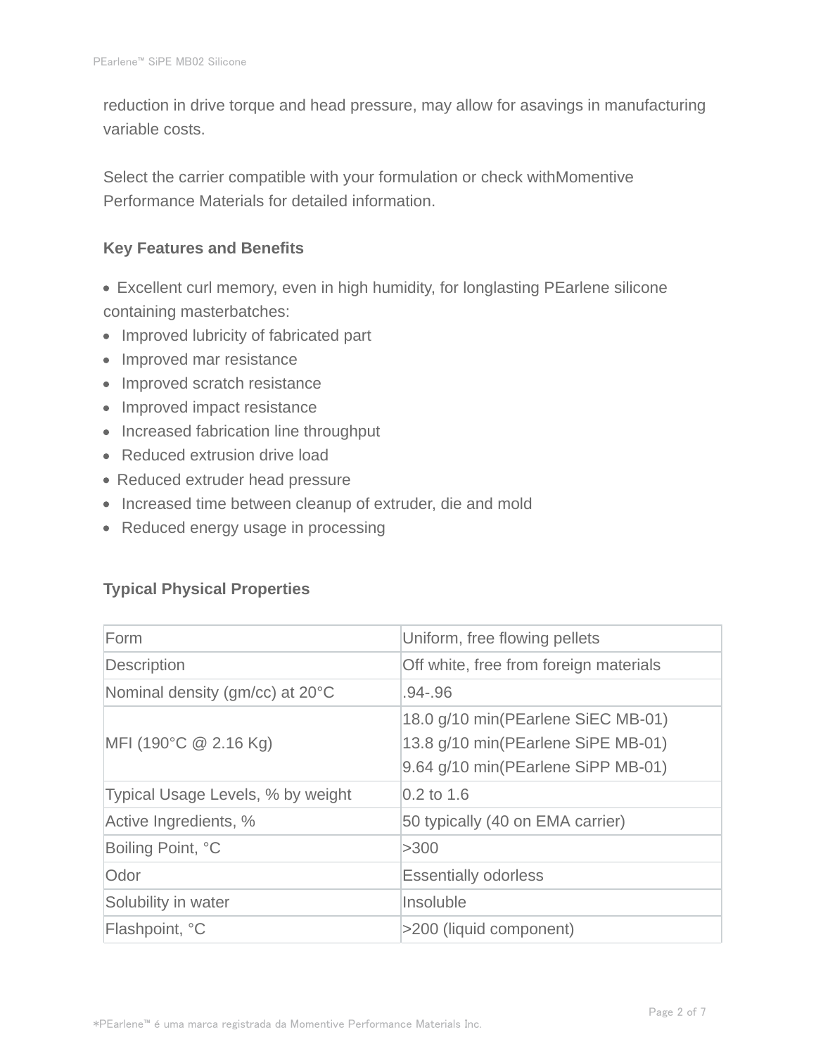reduction in drive torque and head pressure, may allow for asavings in manufacturing variable costs.

Select the carrier compatible with your formulation or check withMomentive Performance Materials for detailed information.

### Key Features and Benefits

- Excellent curl memory, even in high humidity, for longlasting PEarlene silicone containing masterbatches:
- Improved lubricity of fabricated part
- Improved mar resistance
- Improved scratch resistance
- Improved impact resistance
- Increased fabrication line throughput
- Reduced extrusion drive load
- Reduced extruder head pressure
- Increased time between cleanup of extruder, die and mold
- Reduced energy usage in processing

### Typical Physical Properties

| | |
|---|---|
| Form | Uniform, free flowing pellets |
| Description | Off white, free from foreign materials |
| Nominal density (gm/cc) at 20°C | .94-.96 |
| MFI (190°C @ 2.16 Kg) | 18.0 g/10 min(PEarlene SiEC MB-01)<br>13.8 g/10 min(PEarlene SiPE MB-01)<br>9.64 g/10 min(PEarlene SiPP MB-01) |
| Typical Usage Levels, % by weight | 0.2 to 1.6 |
| Active Ingredients, % | 50 typically (40 on EMA carrier) |
| Boiling Point, °C | >300 |
| Odor | Essentially odorless |
| Solubility in water | Insoluble |
| Flashpoint, °C | >200 (liquid component) |

*PEarlene™ é uma marca registrada da Momentive Performance Materials Inc.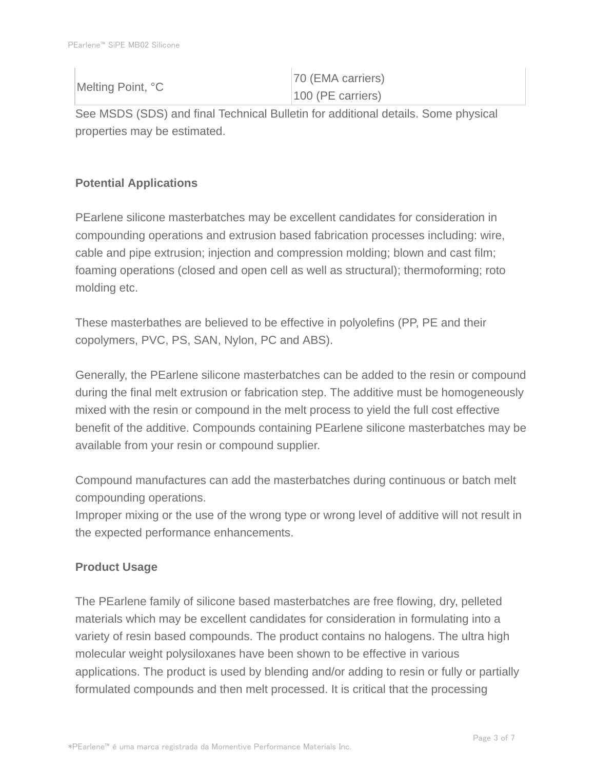| Melting Point, °C | 70 (EMA carriers)<br>100 (PE carriers) |
|---|---|

See MSDS (SDS) and final Technical Bulletin for additional details. Some physical properties may be estimated.

## Potential Applications

PEarlene silicone masterbatches may be excellent candidates for consideration in compounding operations and extrusion based fabrication processes including: wire, cable and pipe extrusion; injection and compression molding; blown and cast film; foaming operations (closed and open cell as well as structural); thermoforming; roto molding etc.

These masterbathes are believed to be effective in polyolefins (PP, PE and their copolymers, PVC, PS, SAN, Nylon, PC and ABS).

Generally, the PEarlene silicone masterbatches can be added to the resin or compound during the final melt extrusion or fabrication step. The additive must be homogeneously mixed with the resin or compound in the melt process to yield the full cost effective benefit of the additive. Compounds containing PEarlene silicone masterbatches may be available from your resin or compound supplier.

Compound manufactures can add the masterbatches during continuous or batch melt compounding operations.
Improper mixing or the use of the wrong type or wrong level of additive will not result in the expected performance enhancements.

## Product Usage

The PEarlene family of silicone based masterbatches are free flowing, dry, pelleted materials which may be excellent candidates for consideration in formulating into a variety of resin based compounds. The product contains no halogens. The ultra high molecular weight polysiloxanes have been shown to be effective in various applications. The product is used by blending and/or adding to resin or fully or partially formulated compounds and then melt processed. It is critical that the processing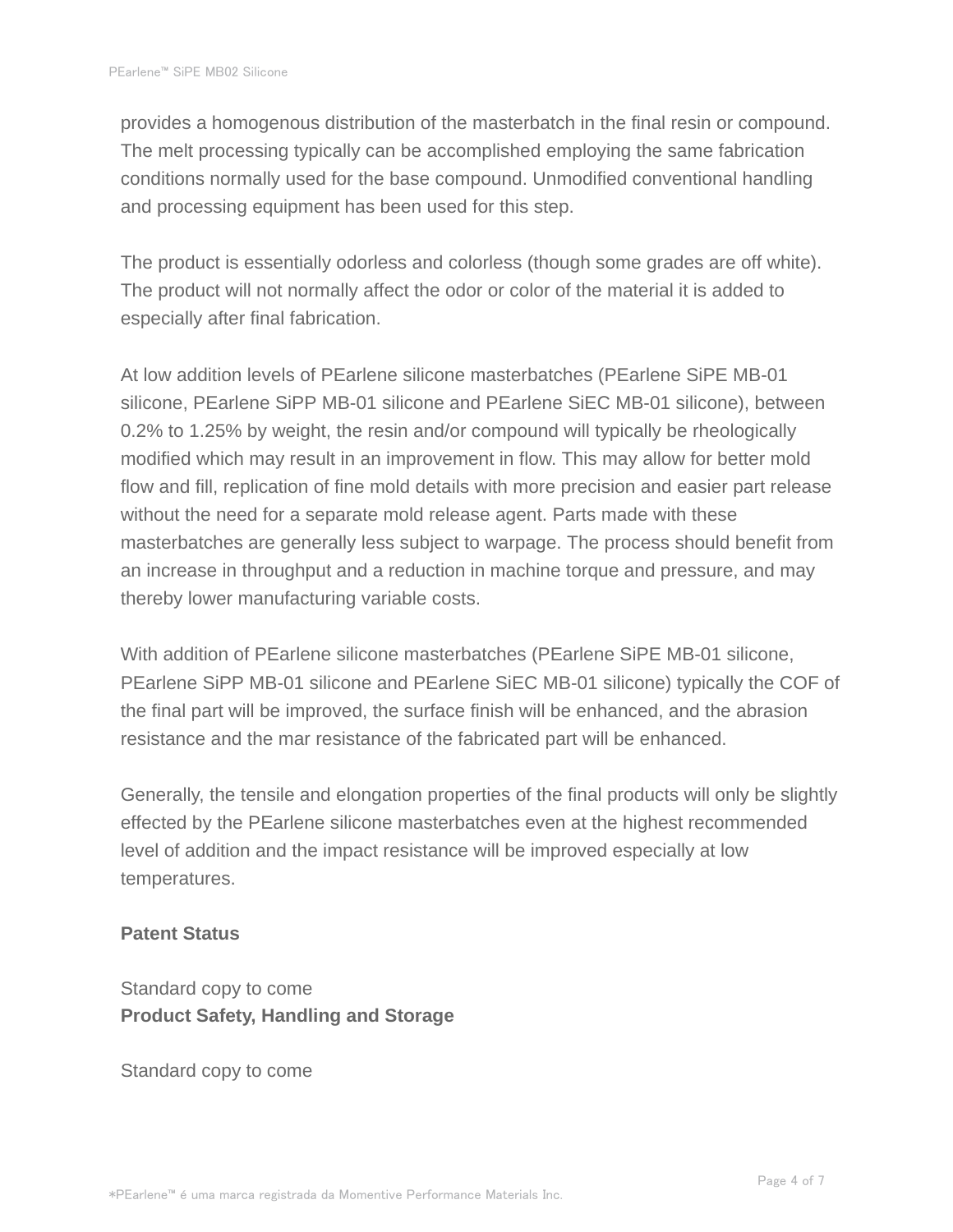provides a homogenous distribution of the masterbatch in the final resin or compound. The melt processing typically can be accomplished employing the same fabrication conditions normally used for the base compound. Unmodified conventional handling and processing equipment has been used for this step.

The product is essentially odorless and colorless (though some grades are off white). The product will not normally affect the odor or color of the material it is added to especially after final fabrication.

At low addition levels of PEarlene silicone masterbatches (PEarlene SiPE MB-01 silicone, PEarlene SiPP MB-01 silicone and PEarlene SiEC MB-01 silicone), between 0.2% to 1.25% by weight, the resin and/or compound will typically be rheologically modified which may result in an improvement in flow. This may allow for better mold flow and fill, replication of fine mold details with more precision and easier part release without the need for a separate mold release agent. Parts made with these masterbatches are generally less subject to warpage. The process should benefit from an increase in throughput and a reduction in machine torque and pressure, and may thereby lower manufacturing variable costs.

With addition of PEarlene silicone masterbatches (PEarlene SiPE MB-01 silicone, PEarlene SiPP MB-01 silicone and PEarlene SiEC MB-01 silicone) typically the COF of the final part will be improved, the surface finish will be enhanced, and the abrasion resistance and the mar resistance of the fabricated part will be enhanced.

Generally, the tensile and elongation properties of the final products will only be slightly effected by the PEarlene silicone masterbatches even at the highest recommended level of addition and the impact resistance will be improved especially at low temperatures.

**Patent Status**

Standard copy to come

**Product Safety, Handling and Storage**

Standard copy to come

*PEarlene™ é uma marca registrada da Momentive Performance Materials Inc.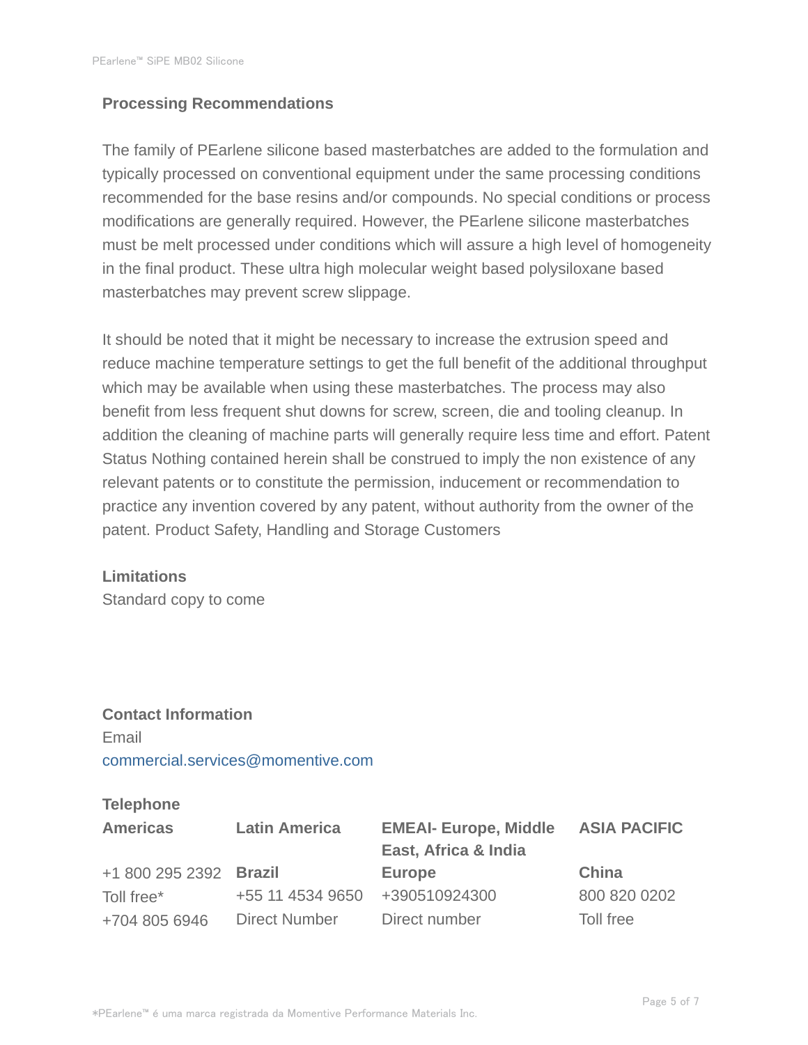## Processing Recommendations

The family of PEarlene silicone based masterbatches are added to the formulation and typically processed on conventional equipment under the same processing conditions recommended for the base resins and/or compounds. No special conditions or process modifications are generally required. However, the PEarlene silicone masterbatches must be melt processed under conditions which will assure a high level of homogeneity in the final product. These ultra high molecular weight based polysiloxane based masterbatches may prevent screw slippage.

It should be noted that it might be necessary to increase the extrusion speed and reduce machine temperature settings to get the full benefit of the additional throughput which may be available when using these masterbatches. The process may also benefit from less frequent shut downs for screw, screen, die and tooling cleanup. In addition the cleaning of machine parts will generally require less time and effort. Patent Status Nothing contained herein shall be construed to imply the non existence of any relevant patents or to constitute the permission, inducement or recommendation to practice any invention covered by any patent, without authority from the owner of the patent. Product Safety, Handling and Storage Customers

## Limitations

Standard copy to come

## Contact Information

Email
commercial.services@momentive.com

**Telephone**

| Americas | Latin America | EMEAI- Europe, Middle East, Africa & India | ASIA PACIFIC |
|---|---|---|---|
| +1 800 295 2392 | **Brazil** | **Europe** | **China** |
| Toll free* | +55 11 4534 9650 | +390510924300 | 800 820 0202 |
| +704 805 6946 | Direct Number | Direct number | Toll free |

*PEarlene™ é uma marca registrada da Momentive Performance Materials Inc.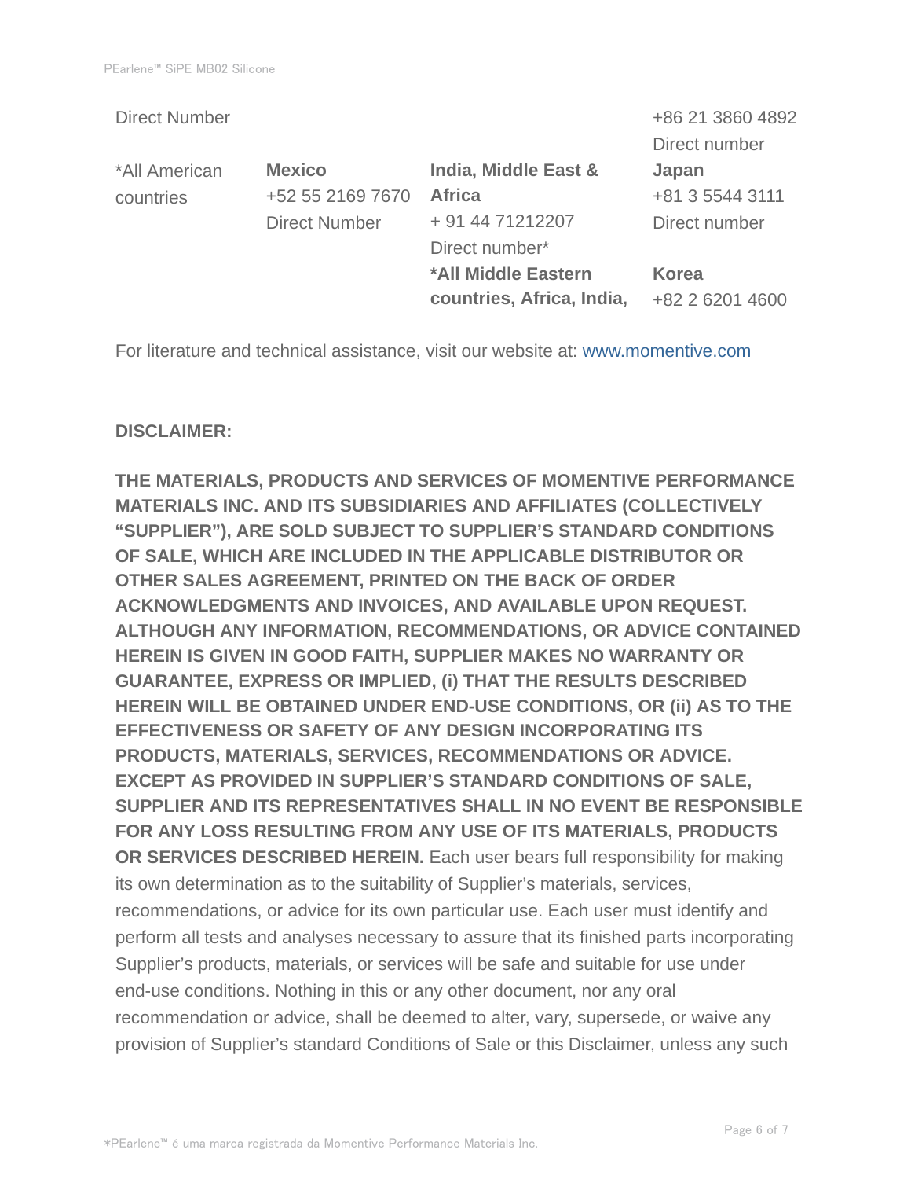| Direct Number | | | +86 21 3860 4892<br>Direct number |
|---|---|---|---|
| *All American countries | **Mexico**<br>+52 55 2169 7670<br>Direct Number | **India, Middle East & Africa**<br>+ 91 44 71212207<br>Direct number*<br>**\*All Middle Eastern countries, Africa, India,** | **Japan**<br>+81 3 5544 3111<br>Direct number<br><br>**Korea**<br>+82 2 6201 4600 |

For literature and technical assistance, visit our website at: www.momentive.com

**DISCLAIMER:**

**THE MATERIALS, PRODUCTS AND SERVICES OF MOMENTIVE PERFORMANCE MATERIALS INC. AND ITS SUBSIDIARIES AND AFFILIATES (COLLECTIVELY "SUPPLIER"), ARE SOLD SUBJECT TO SUPPLIER'S STANDARD CONDITIONS OF SALE, WHICH ARE INCLUDED IN THE APPLICABLE DISTRIBUTOR OR OTHER SALES AGREEMENT, PRINTED ON THE BACK OF ORDER ACKNOWLEDGMENTS AND INVOICES, AND AVAILABLE UPON REQUEST. ALTHOUGH ANY INFORMATION, RECOMMENDATIONS, OR ADVICE CONTAINED HEREIN IS GIVEN IN GOOD FAITH, SUPPLIER MAKES NO WARRANTY OR GUARANTEE, EXPRESS OR IMPLIED, (i) THAT THE RESULTS DESCRIBED HEREIN WILL BE OBTAINED UNDER END-USE CONDITIONS, OR (ii) AS TO THE EFFECTIVENESS OR SAFETY OF ANY DESIGN INCORPORATING ITS PRODUCTS, MATERIALS, SERVICES, RECOMMENDATIONS OR ADVICE. EXCEPT AS PROVIDED IN SUPPLIER'S STANDARD CONDITIONS OF SALE, SUPPLIER AND ITS REPRESENTATIVES SHALL IN NO EVENT BE RESPONSIBLE FOR ANY LOSS RESULTING FROM ANY USE OF ITS MATERIALS, PRODUCTS OR SERVICES DESCRIBED HEREIN.** Each user bears full responsibility for making its own determination as to the suitability of Supplier's materials, services, recommendations, or advice for its own particular use. Each user must identify and perform all tests and analyses necessary to assure that its finished parts incorporating Supplier's products, materials, or services will be safe and suitable for use under end-use conditions. Nothing in this or any other document, nor any oral recommendation or advice, shall be deemed to alter, vary, supersede, or waive any provision of Supplier's standard Conditions of Sale or this Disclaimer, unless any such

*PEarlene™ é uma marca registrada da Momentive Performance Materials Inc.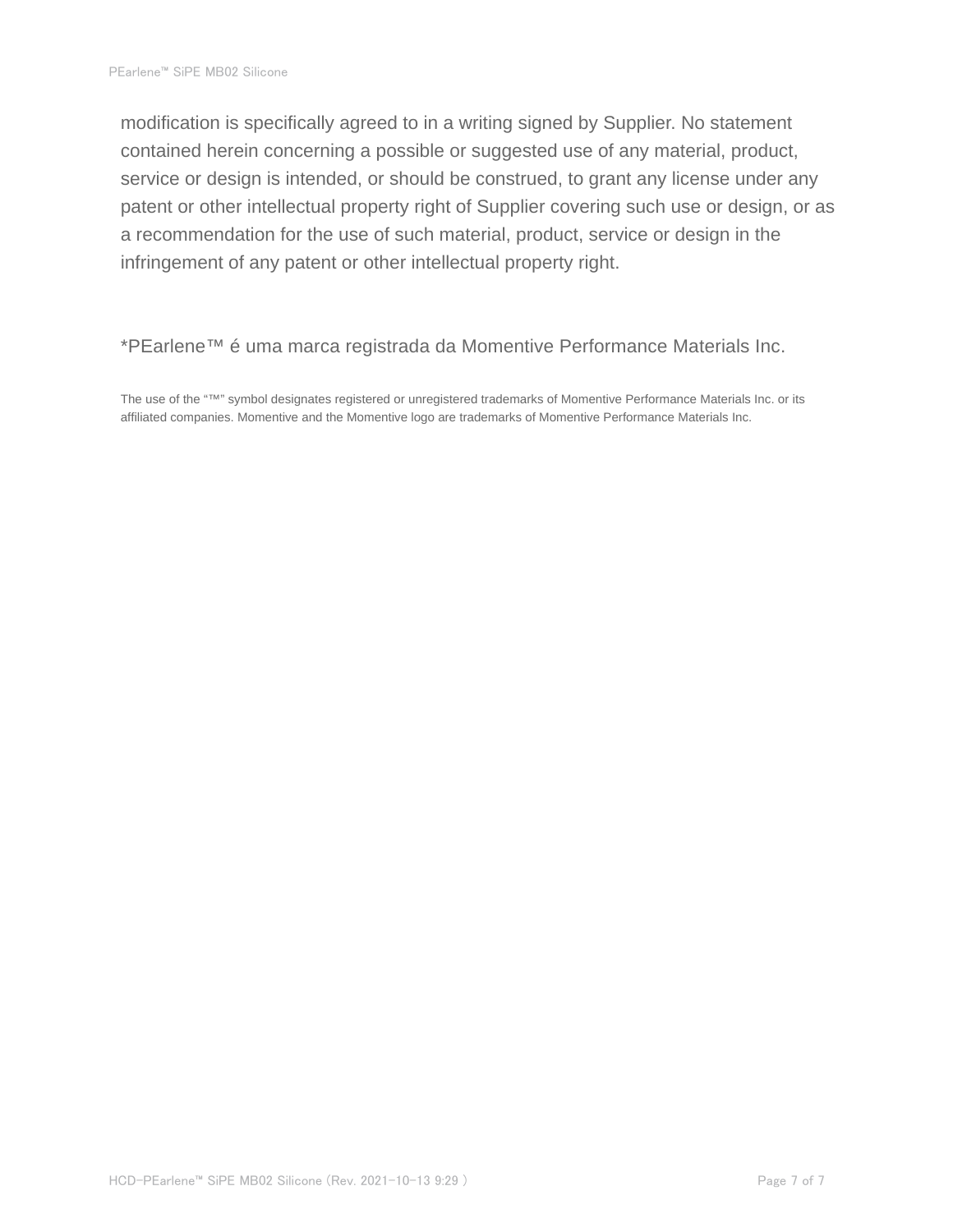modification is specifically agreed to in a writing signed by Supplier. No statement contained herein concerning a possible or suggested use of any material, product, service or design is intended, or should be construed, to grant any license under any patent or other intellectual property right of Supplier covering such use or design, or as a recommendation for the use of such material, product, service or design in the infringement of any patent or other intellectual property right.

*PEarlene™ é uma marca registrada da Momentive Performance Materials Inc.

The use of the "™" symbol designates registered or unregistered trademarks of Momentive Performance Materials Inc. or its affiliated companies. Momentive and the Momentive logo are trademarks of Momentive Performance Materials Inc.